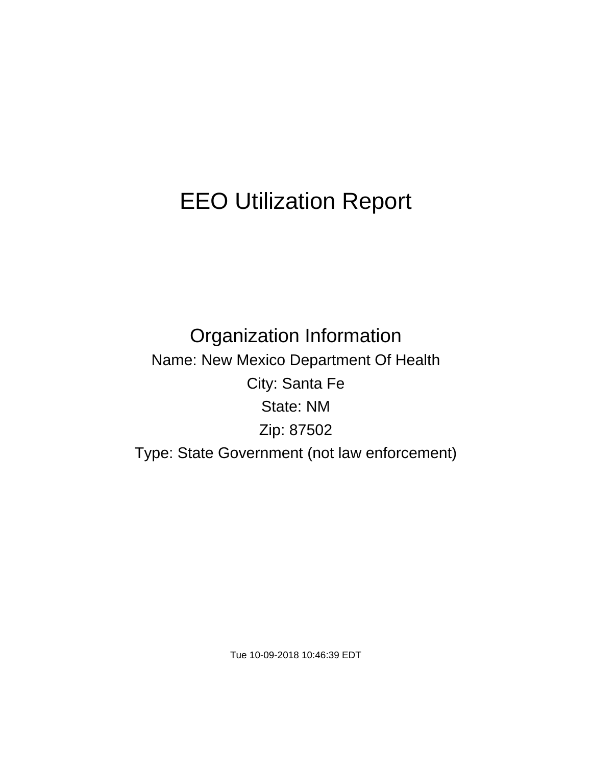# EEO Utilization Report

## Organization Information

Name: New Mexico Department Of Health

City: Santa Fe

State: NM

Zip: 87502

Type: State Government (not law enforcement)

Tue 10-09-2018 10:46:39 EDT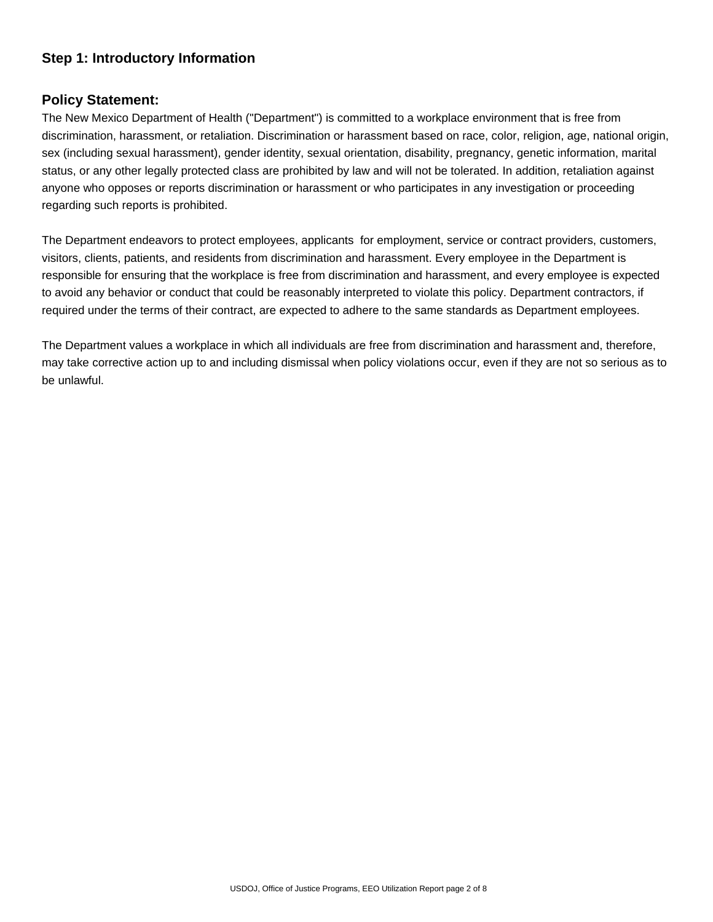## Step 1: Introductory Information

### Policy Statement:

The New Mexico Department of Health ("Department") is committed to a workplace environment that is free from discrimination, harassment, or retaliation. Discrimination or harassment based on race, color, religion, age, national origin, sex (including sexual harassment), gender identity, sexual orientation, disability, pregnancy, genetic information, marital status, or any other legally protected class are prohibited by law and will not be tolerated. In addition, retaliation against anyone who opposes or reports discrimination or harassment or who participates in any investigation or proceeding regarding such reports is prohibited.

The Department endeavors to protect employees, applicants for employment, service or contract providers, customers, visitors, clients, patients, and residents from discrimination and harassment. Every employee in the Department is responsible for ensuring that the workplace is free from discrimination and harassment, and every employee is expected to avoid any behavior or conduct that could be reasonably interpreted to violate this policy. Department contractors, if required under the terms of their contract, are expected to adhere to the same standards as Department employees.

The Department values a workplace in which all individuals are free from discrimination and harassment and, therefore, may take corrective action up to and including dismissal when policy violations occur, even if they are not so serious as to be unlawful.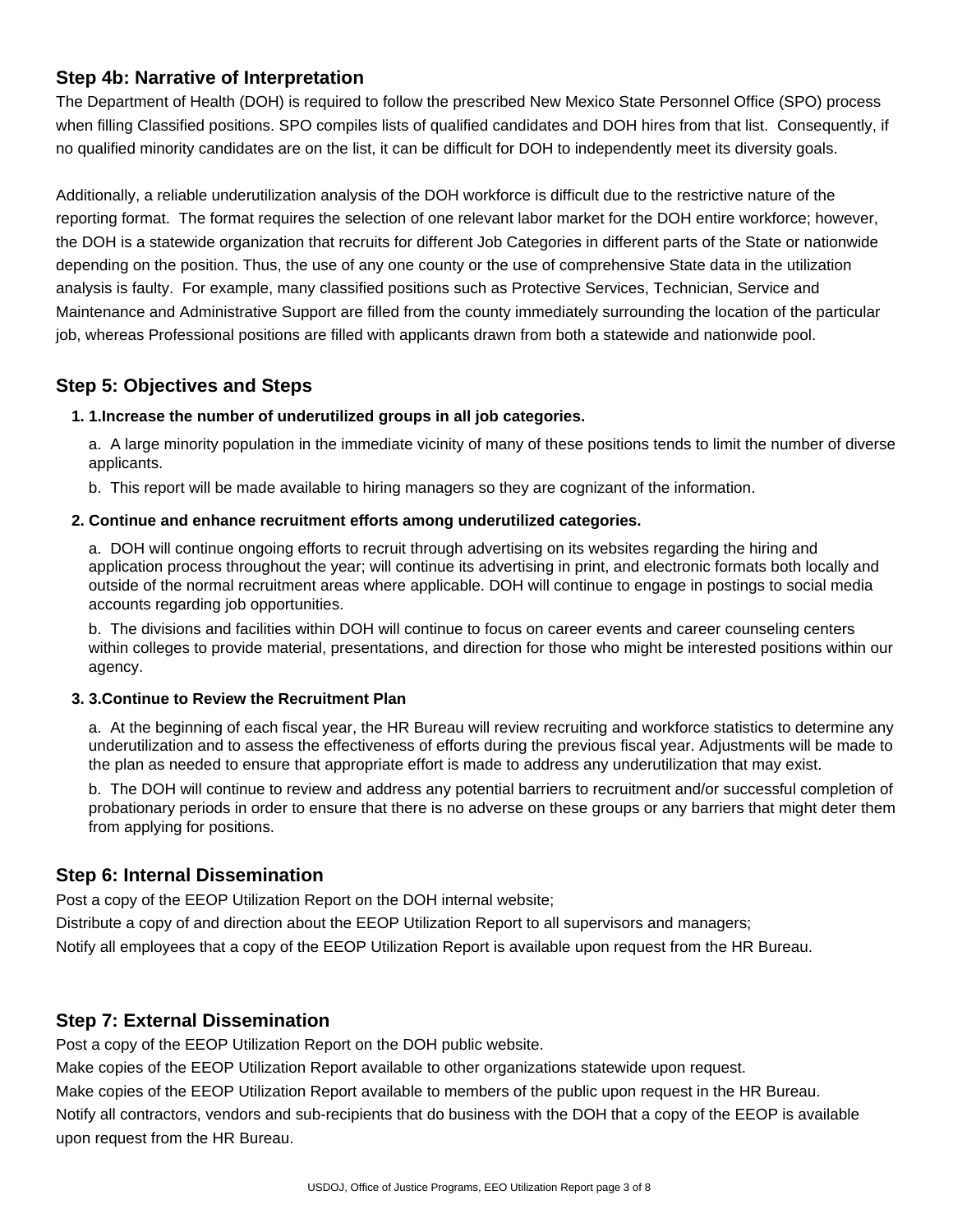### Step 4b: Narrative of Interpretation

The Department of Health (DOH) is required to follow the prescribed New Mexico State Personnel Office (SPO) process when filling Classified positions. SPO compiles lists of qualified candidates and DOH hires from that list. Consequently, if no qualified minority candidates are on the list, it can be difficult for DOH to independently meet its diversity goals.

Additionally, a reliable underutilization analysis of the DOH workforce is difficult due to the restrictive nature of the reporting format. The format requires the selection of one relevant labor market for the DOH entire workforce; however, the DOH is a statewide organization that recruits for different Job Categories in different parts of the State or nationwide depending on the position. Thus, the use of any one county or the use of comprehensive State data in the utilization analysis is faulty. For example, many classified positions such as Protective Services, Technician, Service and Maintenance and Administrative Support are filled from the county immediately surrounding the location of the particular job, whereas Professional positions are filled with applicants drawn from both a statewide and nationwide pool.

### Step 5: Objectives and Steps

1. **1.Increase the number of underutilized groups in all job categories.**

   a. A large minority population in the immediate vicinity of many of these positions tends to limit the number of diverse applicants.

   b. This report will be made available to hiring managers so they are cognizant of the information.

2. **Continue and enhance recruitment efforts among underutilized categories.**

   a. DOH will continue ongoing efforts to recruit through advertising on its websites regarding the hiring and application process throughout the year; will continue its advertising in print, and electronic formats both locally and outside of the normal recruitment areas where applicable. DOH will continue to engage in postings to social media accounts regarding job opportunities.

   b. The divisions and facilities within DOH will continue to focus on career events and career counseling centers within colleges to provide material, presentations, and direction for those who might be interested positions within our agency.

3. **3.Continue to Review the Recruitment Plan**

   a. At the beginning of each fiscal year, the HR Bureau will review recruiting and workforce statistics to determine any underutilization and to assess the effectiveness of efforts during the previous fiscal year. Adjustments will be made to the plan as needed to ensure that appropriate effort is made to address any underutilization that may exist.

   b. The DOH will continue to review and address any potential barriers to recruitment and/or successful completion of probationary periods in order to ensure that there is no adverse on these groups or any barriers that might deter them from applying for positions.

### Step 6: Internal Dissemination

Post a copy of the EEOP Utilization Report on the DOH internal website;

Distribute a copy of and direction about the EEOP Utilization Report to all supervisors and managers;

Notify all employees that a copy of the EEOP Utilization Report is available upon request from the HR Bureau.

### Step 7: External Dissemination

Post a copy of the EEOP Utilization Report on the DOH public website.

Make copies of the EEOP Utilization Report available to other organizations statewide upon request.

Make copies of the EEOP Utilization Report available to members of the public upon request in the HR Bureau.

Notify all contractors, vendors and sub-recipients that do business with the DOH that a copy of the EEOP is available upon request from the HR Bureau.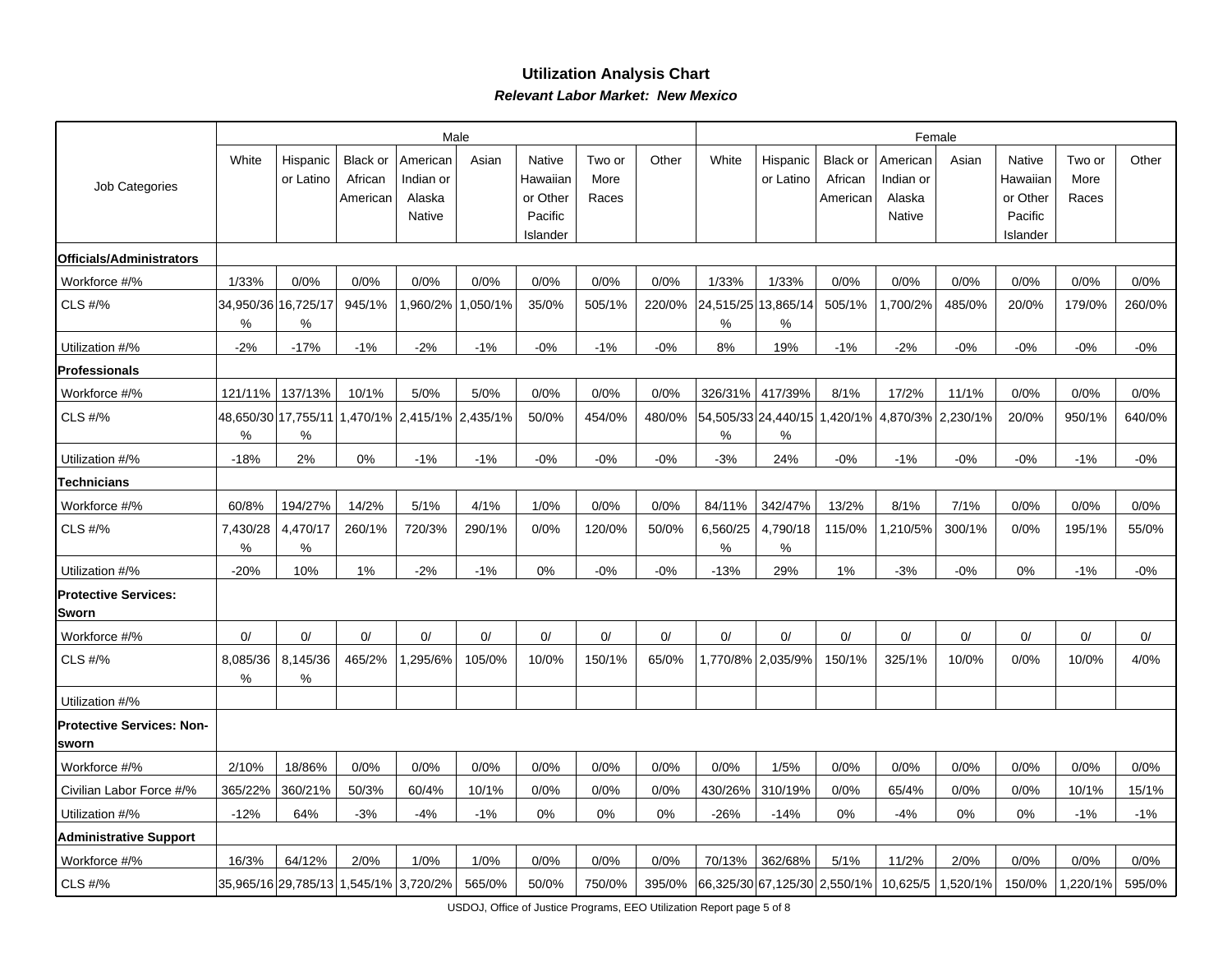## Utilization Analysis Chart

***Relevant Labor Market: New Mexico***

| Job Categories | Male | | | | | | | | Female | | | | | | | |
|---|---|---|---|---|---|---|---|---|---|---|---|---|---|---|---|---|
| | White | Hispanic or Latino | Black or African American | American Indian or Alaska Native | Asian | Native Hawaiian or Other Pacific Islander | Two or More Races | Other | White | Hispanic or Latino | Black or African American | American Indian or Alaska Native | Asian | Native Hawaiian or Other Pacific Islander | Two or More Races | Other |
| **Officials/Administrators** | | | | | | | | | | | | | | | | |
| Workforce #/% | 1/33% | 0/0% | 0/0% | 0/0% | 0/0% | 0/0% | 0/0% | 0/0% | 1/33% | 1/33% | 0/0% | 0/0% | 0/0% | 0/0% | 0/0% | 0/0% |
| CLS #/% | 34,950/36% | 16,725/17% | 945/1% | 1,960/2% | 1,050/1% | 35/0% | 505/1% | 220/0% | 24,515/25% | 13,865/14% | 505/1% | 1,700/2% | 485/0% | 20/0% | 179/0% | 260/0% |
| Utilization #/% | -2% | -17% | -1% | -2% | -1% | -0% | -1% | -0% | 8% | 19% | -1% | -2% | -0% | -0% | -0% | -0% |
| **Professionals** | | | | | | | | | | | | | | | | |
| Workforce #/% | 121/11% | 137/13% | 10/1% | 5/0% | 5/0% | 0/0% | 0/0% | 0/0% | 326/31% | 417/39% | 8/1% | 17/2% | 11/1% | 0/0% | 0/0% | 0/0% |
| CLS #/% | 48,650/30% | 17,755/11% | 1,470/1% | 2,415/1% | 2,435/1% | 50/0% | 454/0% | 480/0% | 54,505/33% | 24,440/15% | 1,420/1% | 4,870/3% | 2,230/1% | 20/0% | 950/1% | 640/0% |
| Utilization #/% | -18% | 2% | 0% | -1% | -1% | -0% | -0% | -0% | -3% | 24% | -0% | -1% | -0% | -0% | -1% | -0% |
| **Technicians** | | | | | | | | | | | | | | | | |
| Workforce #/% | 60/8% | 194/27% | 14/2% | 5/1% | 4/1% | 1/0% | 0/0% | 0/0% | 84/11% | 342/47% | 13/2% | 8/1% | 7/1% | 0/0% | 0/0% | 0/0% |
| CLS #/% | 7,430/28% | 4,470/17% | 260/1% | 720/3% | 290/1% | 0/0% | 120/0% | 50/0% | 6,560/25% | 4,790/18% | 115/0% | 1,210/5% | 300/1% | 0/0% | 195/1% | 55/0% |
| Utilization #/% | -20% | 10% | 1% | -2% | -1% | 0% | -0% | -0% | -13% | 29% | 1% | -3% | -0% | 0% | -1% | -0% |
| **Protective Services: Sworn** | | | | | | | | | | | | | | | | |
| Workforce #/% | 0/ | 0/ | 0/ | 0/ | 0/ | 0/ | 0/ | 0/ | 0/ | 0/ | 0/ | 0/ | 0/ | 0/ | 0/ | 0/ |
| CLS #/% | 8,085/36% | 8,145/36% | 465/2% | 1,295/6% | 105/0% | 10/0% | 150/1% | 65/0% | 1,770/8% | 2,035/9% | 150/1% | 325/1% | 10/0% | 0/0% | 10/0% | 4/0% |
| Utilization #/% | | | | | | | | | | | | | | | | |
| **Protective Services: Non-sworn** | | | | | | | | | | | | | | | | |
| Workforce #/% | 2/10% | 18/86% | 0/0% | 0/0% | 0/0% | 0/0% | 0/0% | 0/0% | 0/0% | 1/5% | 0/0% | 0/0% | 0/0% | 0/0% | 0/0% | 0/0% |
| Civilian Labor Force #/% | 365/22% | 360/21% | 50/3% | 60/4% | 10/1% | 0/0% | 0/0% | 0/0% | 430/26% | 310/19% | 0/0% | 65/4% | 0/0% | 0/0% | 10/1% | 15/1% |
| Utilization #/% | -12% | 64% | -3% | -4% | -1% | 0% | 0% | 0% | -26% | -14% | 0% | -4% | 0% | 0% | -1% | -1% |
| **Administrative Support** | | | | | | | | | | | | | | | | |
| Workforce #/% | 16/3% | 64/12% | 2/0% | 1/0% | 1/0% | 0/0% | 0/0% | 0/0% | 70/13% | 362/68% | 5/1% | 11/2% | 2/0% | 0/0% | 0/0% | 0/0% |
| CLS #/% | 35,965/16 | 29,785/13 | 1,545/1% | 3,720/2% | 565/0% | 50/0% | 750/0% | 395/0% | 66,325/30 | 67,125/30 | 2,550/1% | 10,625/5 | 1,520/1% | 150/0% | 1,220/1% | 595/0% |

USDOJ, Office of Justice Programs, EEO Utilization Report page 5 of 8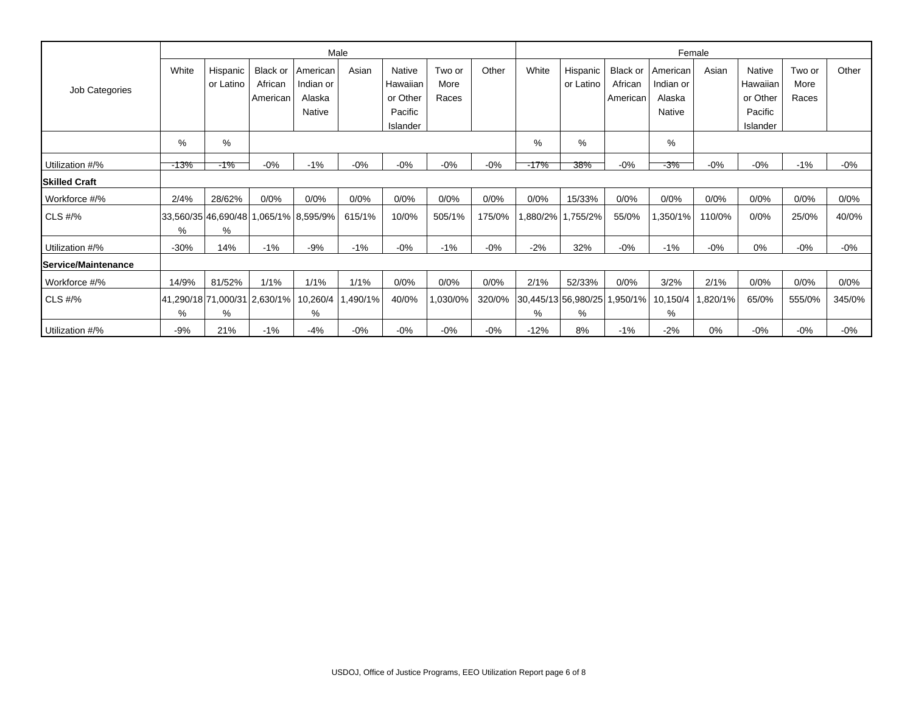| Job Categories | Male | | | | | | | | Female | | | | | | | |
|---|---|---|---|---|---|---|---|---|---|---|---|---|---|---|---|---|
| | White | Hispanic or Latino | Black or African American | American Indian or Alaska Native | Asian | Native Hawaiian or Other Pacific Islander | Two or More Races | Other | White | Hispanic or Latino | Black or African American | American Indian or Alaska Native | Asian | Native Hawaiian or Other Pacific Islander | Two or More Races | Other |
| | % | % | | | | | | | % | % | | % | | | | |
| Utilization #/% | -13% | -1% | -0% | -1% | -0% | -0% | -0% | -0% | -17% | 38% | -0% | -3% | -0% | -0% | -1% | -0% |
| **Skilled Craft** | | | | | | | | | | | | | | | | |
| Workforce #/% | 2/4% | 28/62% | 0/0% | 0/0% | 0/0% | 0/0% | 0/0% | 0/0% | 0/0% | 15/33% | 0/0% | 0/0% | 0/0% | 0/0% | 0/0% | 0/0% |
| CLS #/% | 33,560/35% | 46,690/48% | 1,065/1% | 8,595/9% | 615/1% | 10/0% | 505/1% | 175/0% | 1,880/2% | 1,755/2% | 55/0% | 1,350/1% | 110/0% | 0/0% | 25/0% | 40/0% |
| Utilization #/% | -30% | 14% | -1% | -9% | -1% | -0% | -1% | -0% | -2% | 32% | -0% | -1% | -0% | 0% | -0% | -0% |
| **Service/Maintenance** | | | | | | | | | | | | | | | | |
| Workforce #/% | 14/9% | 81/52% | 1/1% | 1/1% | 1/1% | 0/0% | 0/0% | 0/0% | 2/1% | 52/33% | 0/0% | 3/2% | 2/1% | 0/0% | 0/0% | 0/0% |
| CLS #/% | 41,290/18% | 71,000/31% | 2,630/1% | 10,260/4% | 1,490/1% | 40/0% | 1,030/0% | 320/0% | 30,445/13% | 56,980/25% | 1,950/1% | 10,150/4% | 1,820/1% | 65/0% | 555/0% | 345/0% |
| Utilization #/% | -9% | 21% | -1% | -4% | -0% | -0% | -0% | -0% | -12% | 8% | -1% | -2% | 0% | -0% | -0% | -0% |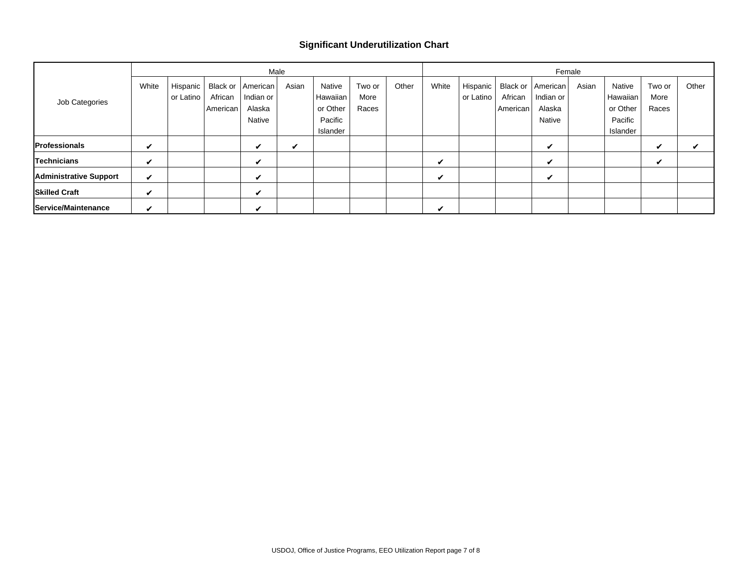## Significant Underutilization Chart

| Job Categories | Male | | | | | | | | Female | | | | | | | |
|---|---|---|---|---|---|---|---|---|---|---|---|---|---|---|---|---|
| | White | Hispanic or Latino | Black or African American | American Indian or Alaska Native | Asian | Native Hawaiian or Other Pacific Islander | Two or More Races | Other | White | Hispanic or Latino | Black or African American | American Indian or Alaska Native | Asian | Native Hawaiian or Other Pacific Islander | Two or More Races | Other |
| **Professionals** | ✔ | | | ✔ | ✔ | | | | | | | ✔ | | | ✔ | ✔ |
| **Technicians** | ✔ | | | ✔ | | | | | ✔ | | | ✔ | | | ✔ | |
| **Administrative Support** | ✔ | | | ✔ | | | | | ✔ | | | ✔ | | | | |
| **Skilled Craft** | ✔ | | | ✔ | | | | | | | | | | | | |
| **Service/Maintenance** | ✔ | | | ✔ | | | | | ✔ | | | | | | | |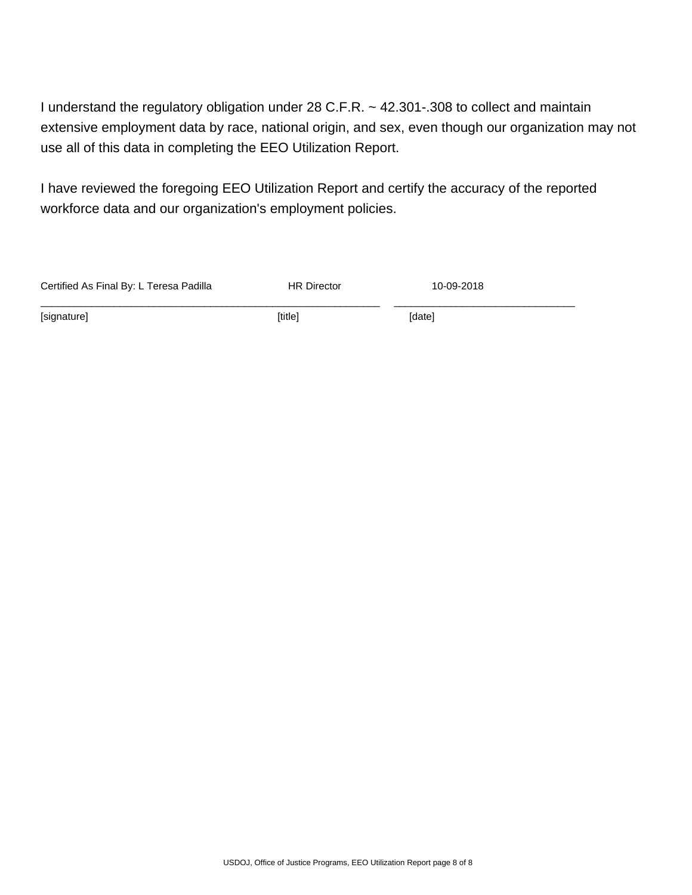I understand the regulatory obligation under 28 C.F.R. ~ 42.301-.308 to collect and maintain extensive employment data by race, national origin, and sex, even though our organization may not use all of this data in completing the EEO Utilization Report.

I have reviewed the foregoing EEO Utilization Report and certify the accuracy of the reported workforce data and our organization's employment policies.

| | | |
|---|---|---|
| Certified As Final By: L Teresa Padilla | HR Director | 10-09-2018 |
| [signature] | [title] | [date] |